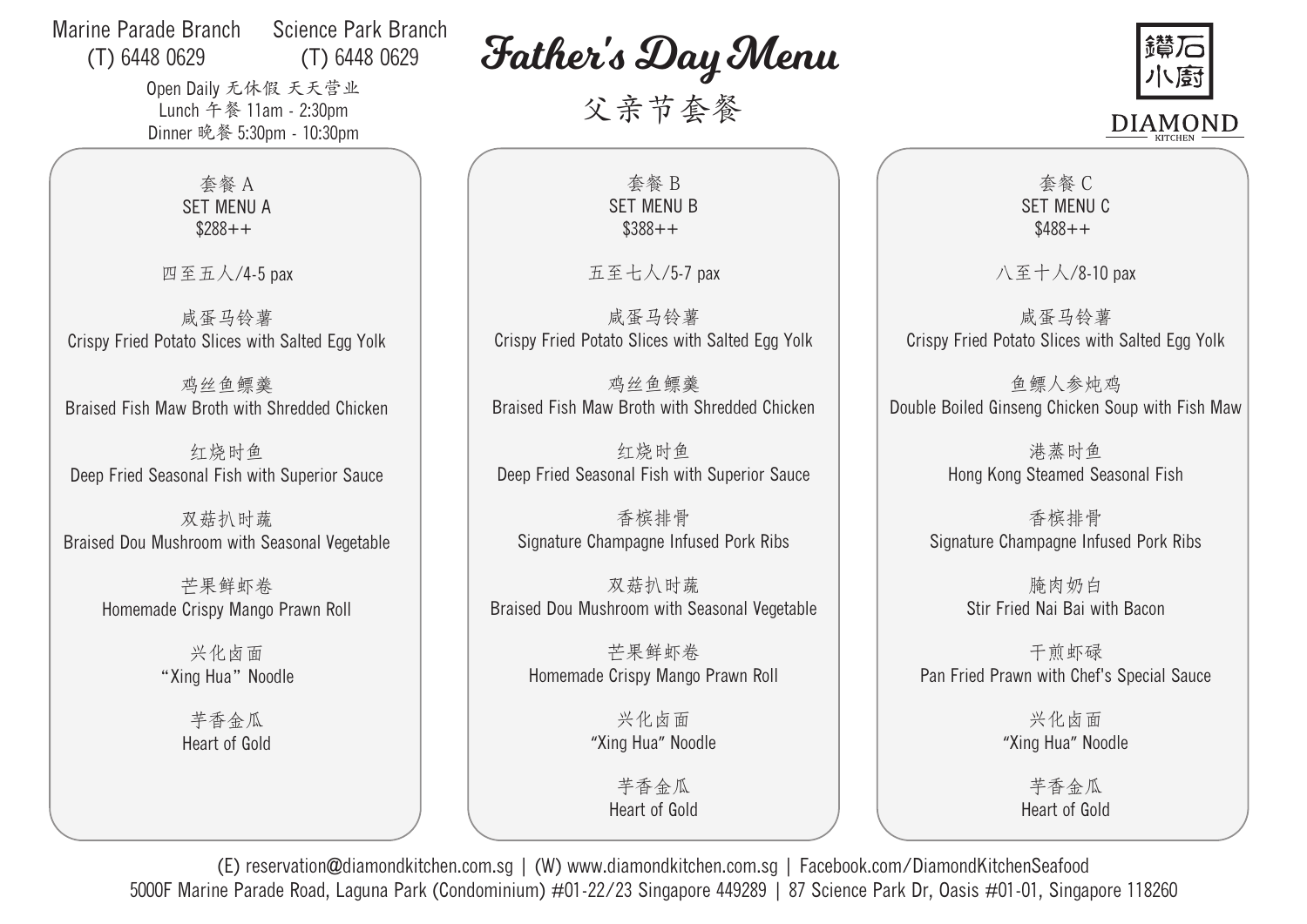Marine Parade Branch (T) 6448 0629

Science Park Branch (T) 6448 0629

Open Daily 无休假 天天营业

Lunch 午餐 11am - 2:30pm

Dinner 晚餐 5:30pm - 10:30pm

# Father's Day Menu

## 父亲节套餐

鑽石小廚

DIAMOND KITCHEN

### 套餐 A
### SET MENU A
### $288++

四至五人/4-5 pax

咸蛋马铃薯
Crispy Fried Potato Slices with Salted Egg Yolk

鸡丝鱼鳔羹
Braised Fish Maw Broth with Shredded Chicken

红烧时鱼
Deep Fried Seasonal Fish with Superior Sauce

双菇扒时蔬
Braised Dou Mushroom with Seasonal Vegetable

芒果鲜虾卷
Homemade Crispy Mango Prawn Roll

兴化卤面
“Xing Hua” Noodle

芋香金瓜
Heart of Gold

### 套餐 B
### SET MENU B
### $388++

五至七人/5-7 pax

咸蛋马铃薯
Crispy Fried Potato Slices with Salted Egg Yolk

鸡丝鱼鳔羹
Braised Fish Maw Broth with Shredded Chicken

红烧时鱼
Deep Fried Seasonal Fish with Superior Sauce

香槟排骨
Signature Champagne Infused Pork Ribs

双菇扒时蔬
Braised Dou Mushroom with Seasonal Vegetable

芒果鲜虾卷
Homemade Crispy Mango Prawn Roll

兴化卤面
“Xing Hua” Noodle

芋香金瓜
Heart of Gold

### 套餐 C
### SET MENU C
### $488++

八至十人/8-10 pax

咸蛋马铃薯
Crispy Fried Potato Slices with Salted Egg Yolk

鱼鳔人参炖鸡
Double Boiled Ginseng Chicken Soup with Fish Maw

港蒸时鱼
Hong Kong Steamed Seasonal Fish

香槟排骨
Signature Champagne Infused Pork Ribs

腌肉奶白
Stir Fried Nai Bai with Bacon

干煎虾碌
Pan Fried Prawn with Chef's Special Sauce

兴化卤面
“Xing Hua” Noodle

芋香金瓜
Heart of Gold

(E) reservation@diamondkitchen.com.sg | (W) www.diamondkitchen.com.sg | Facebook.com/DiamondKitchenSeafood

5000F Marine Parade Road, Laguna Park (Condominium) #01-22/23 Singapore 449289 | 87 Science Park Dr, Oasis #01-01, Singapore 118260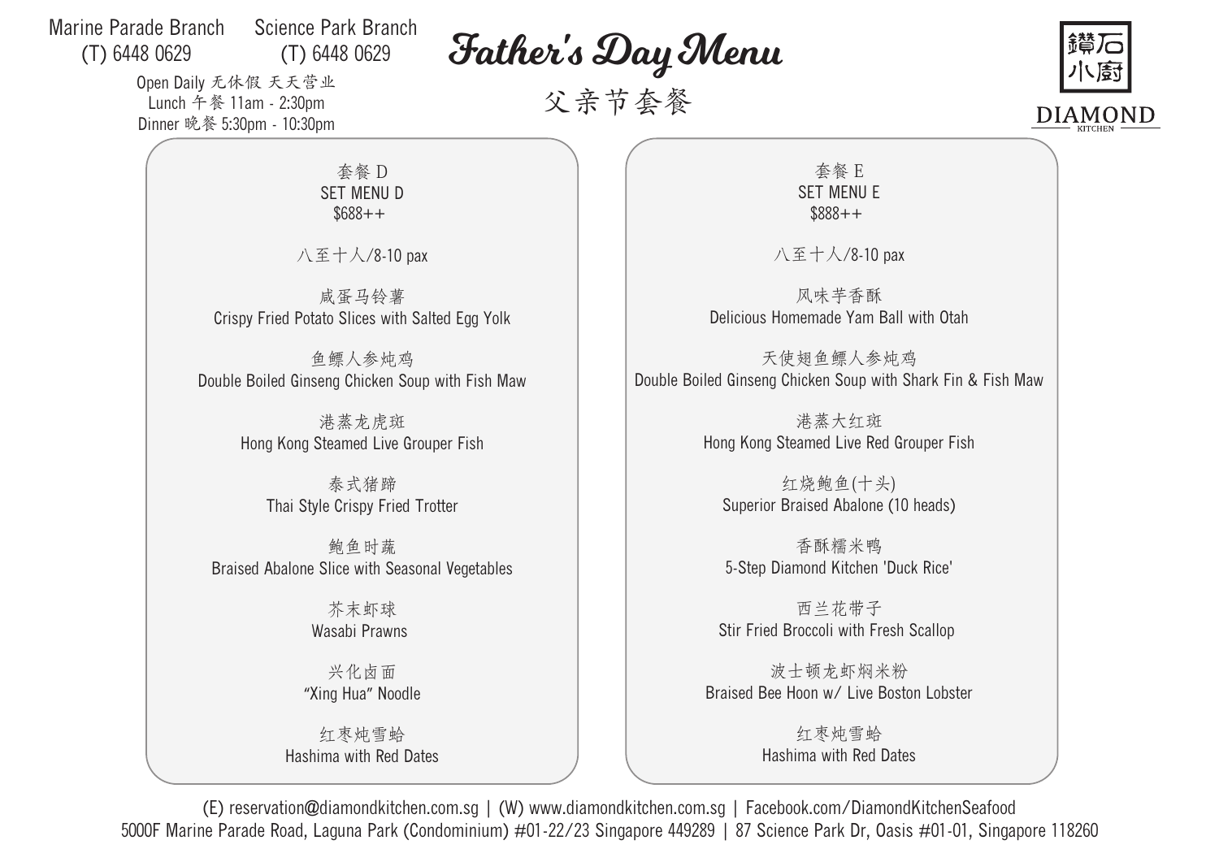Marine Parade Branch (T) 6448 0629

Science Park Branch (T) 6448 0629

Open Daily 无休假 天天营业
Lunch 午餐 11am - 2:30pm
Dinner 晚餐 5:30pm - 10:30pm

# Father's Day Menu

## 父亲节套餐

鑽石小廚 DIAMOND KITCHEN

### 套餐 D
### SET MENU D
### $688++

八至十人/8-10 pax

咸蛋马铃薯
Crispy Fried Potato Slices with Salted Egg Yolk

鱼鳔人参炖鸡
Double Boiled Ginseng Chicken Soup with Fish Maw

港蒸龙虎斑
Hong Kong Steamed Live Grouper Fish

泰式猪蹄
Thai Style Crispy Fried Trotter

鲍鱼时蔬
Braised Abalone Slice with Seasonal Vegetables

芥末虾球
Wasabi Prawns

兴化卤面
"Xing Hua" Noodle

红枣炖雪蛤
Hashima with Red Dates

### 套餐 E
### SET MENU E
### $888++

八至十人/8-10 pax

风味芋香酥
Delicious Homemade Yam Ball with Otah

天使翅鱼鳔人参炖鸡
Double Boiled Ginseng Chicken Soup with Shark Fin & Fish Maw

港蒸大红斑
Hong Kong Steamed Live Red Grouper Fish

红烧鲍鱼(十头)
Superior Braised Abalone (10 heads)

香酥糯米鸭
5-Step Diamond Kitchen 'Duck Rice'

西兰花带子
Stir Fried Broccoli with Fresh Scallop

波士顿龙虾焖米粉
Braised Bee Hoon w/ Live Boston Lobster

红枣炖雪蛤
Hashima with Red Dates

(E) reservation@diamondkitchen.com.sg | (W) www.diamondkitchen.com.sg | Facebook.com/DiamondKitchenSeafood
5000F Marine Parade Road, Laguna Park (Condominium) #01-22/23 Singapore 449289 | 87 Science Park Dr, Oasis #01-01, Singapore 118260